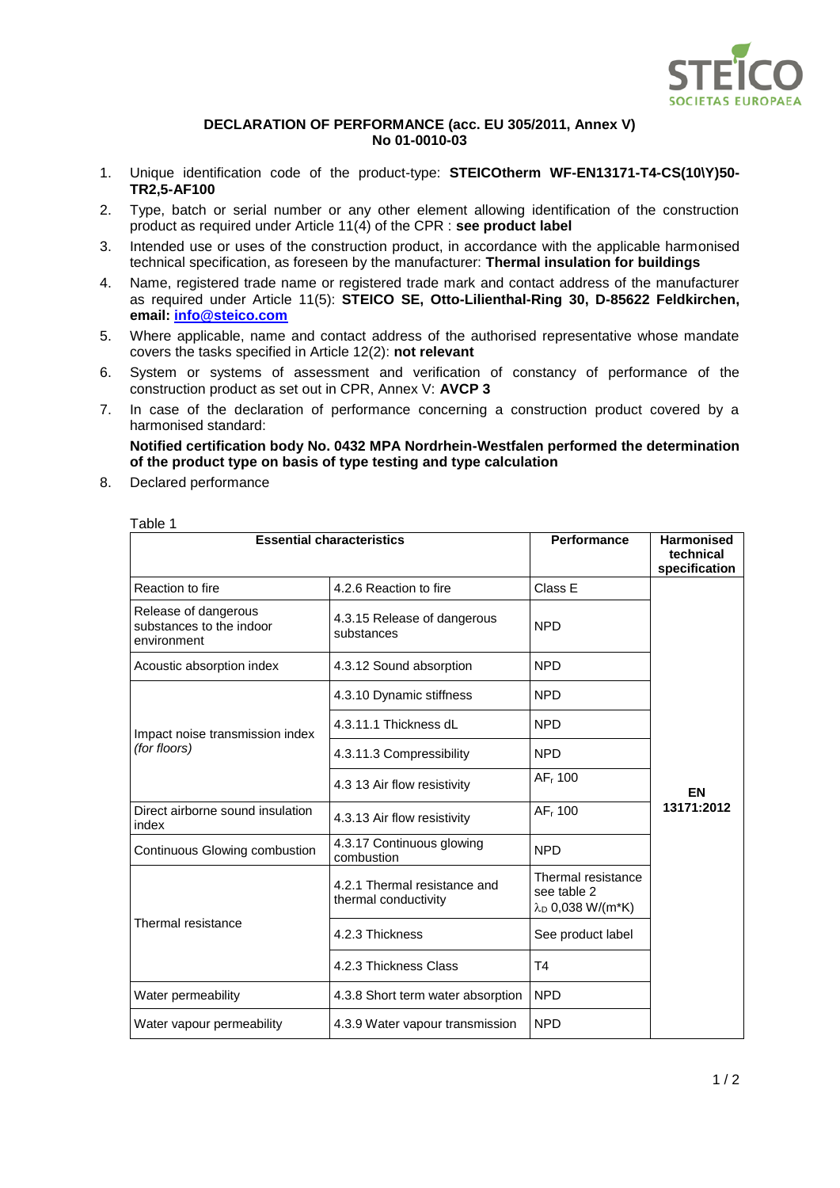**DECLARATION OF PERFORMANCE (acc. EU 305/2011, Annex V)**
**No 01-0010-03**

1. Unique identification code of the product-type: **STEICOtherm WF-EN13171-T4-CS(10\Y)50-TR2,5-AF100**
2. Type, batch or serial number or any other element allowing identification of the construction product as required under Article 11(4) of the CPR : **see product label**
3. Intended use or uses of the construction product, in accordance with the applicable harmonised technical specification, as foreseen by the manufacturer: **Thermal insulation for buildings**
4. Name, registered trade name or registered trade mark and contact address of the manufacturer as required under Article 11(5): **STEICO SE, Otto-Lilienthal-Ring 30, D-85622 Feldkirchen, email: info@steico.com**
5. Where applicable, name and contact address of the authorised representative whose mandate covers the tasks specified in Article 12(2): **not relevant**
6. System or systems of assessment and verification of constancy of performance of the construction product as set out in CPR, Annex V: **AVCP 3**
7. In case of the declaration of performance concerning a construction product covered by a harmonised standard:

   **Notified certification body No. 0432 MPA Nordrhein-Westfalen performed the determination of the product type on basis of type testing and type calculation**
8. Declared performance

Table 1

| Essential characteristics | | Performance | Harmonised technical specification |
|---|---|---|---|
| Reaction to fire | 4.2.6 Reaction to fire | Class E | EN 13171:2012 |
| Release of dangerous substances to the indoor environment | 4.3.15 Release of dangerous substances | NPD | |
| Acoustic absorption index | 4.3.12 Sound absorption | NPD | |
| Impact noise transmission index *(for floors)* | 4.3.10 Dynamic stiffness | NPD | |
| | 4.3.11.1 Thickness dL | NPD | |
| | 4.3.11.3 Compressibility | NPD | |
| | 4.3 13 Air flow resistivity | $AF_r$ 100 | |
| Direct airborne sound insulation index | 4.3.13 Air flow resistivity | $AF_r$ 100 | |
| Continuous Glowing combustion | 4.3.17 Continuous glowing combustion | NPD | |
| Thermal resistance | 4.2.1 Thermal resistance and thermal conductivity | Thermal resistance see table 2 $\lambda_D$ 0,038 W/(m*K) | |
| | 4.2.3 Thickness | See product label | |
| | 4.2.3 Thickness Class | T4 | |
| Water permeability | 4.3.8 Short term water absorption | NPD | |
| Water vapour permeability | 4.3.9 Water vapour transmission | NPD | |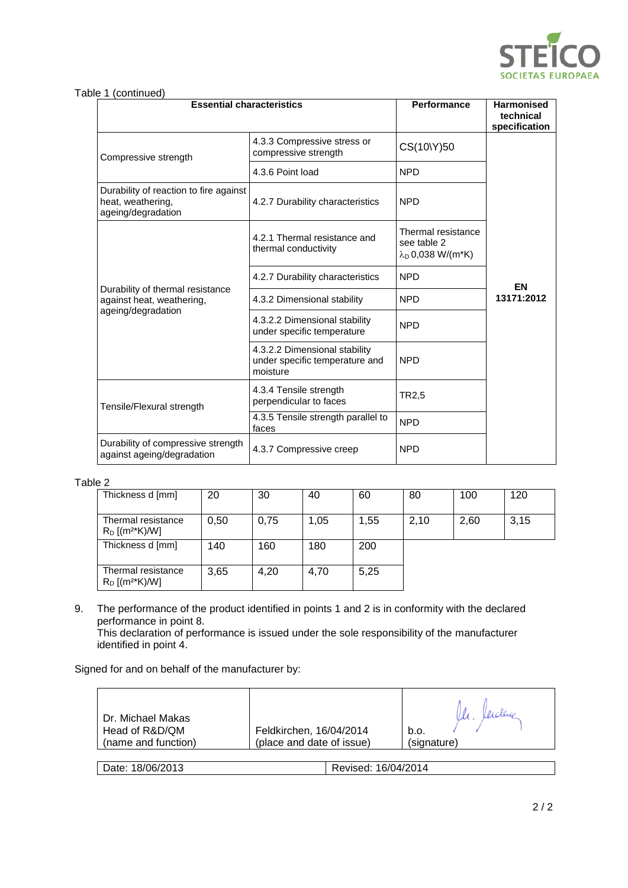Table 1 (continued)

| Essential characteristics | | Performance | Harmonised technical specification |
|---|---|---|---|
| Compressive strength | 4.3.3 Compressive stress or compressive strength | CS(10\Y)50 | EN 13171:2012 |
| | 4.3.6 Point load | NPD | |
| Durability of reaction to fire against heat, weathering, ageing/degradation | 4.2.7 Durability characteristics | NPD | |
| Durability of thermal resistance against heat, weathering, ageing/degradation | 4.2.1 Thermal resistance and thermal conductivity | Thermal resistance see table 2 $\lambda_D$ 0,038 W/(m*K) | |
| | 4.2.7 Durability characteristics | NPD | |
| | 4.3.2 Dimensional stability | NPD | |
| | 4.3.2.2 Dimensional stability under specific temperature | NPD | |
| | 4.3.2.2 Dimensional stability under specific temperature and moisture | NPD | |
| Tensile/Flexural strength | 4.3.4 Tensile strength perpendicular to faces | TR2,5 | |
| | 4.3.5 Tensile strength parallel to faces | NPD | |
| Durability of compressive strength against ageing/degradation | 4.3.7 Compressive creep | NPD | |

Table 2

| | | | | | | | |
|---|---|---|---|---|---|---|---|
| Thickness d [mm] | 20 | 30 | 40 | 60 | 80 | 100 | 120 |
| Thermal resistance $R_D$ [(m²*K)/W] | 0,50 | 0,75 | 1,05 | 1,55 | 2,10 | 2,60 | 3,15 |
| Thickness d [mm] | 140 | 160 | 180 | 200 | | | |
| Thermal resistance $R_D$ [(m²*K)/W] | 3,65 | 4,20 | 4,70 | 5,25 | | | |

9. The performance of the product identified in points 1 and 2 is in conformity with the declared performance in point 8.
   This declaration of performance is issued under the sole responsibility of the manufacturer identified in point 4.

Signed for and on behalf of the manufacturer by:

| | | |
|---|---|---|
| Dr. Michael Makas<br>Head of R&D/QM<br>(name and function) | Feldkirchen, 16/04/2014<br>(place and date of issue) | b.o.<br>(signature) |

| | |
|---|---|
| Date: 18/06/2013 | Revised: 16/04/2014 |